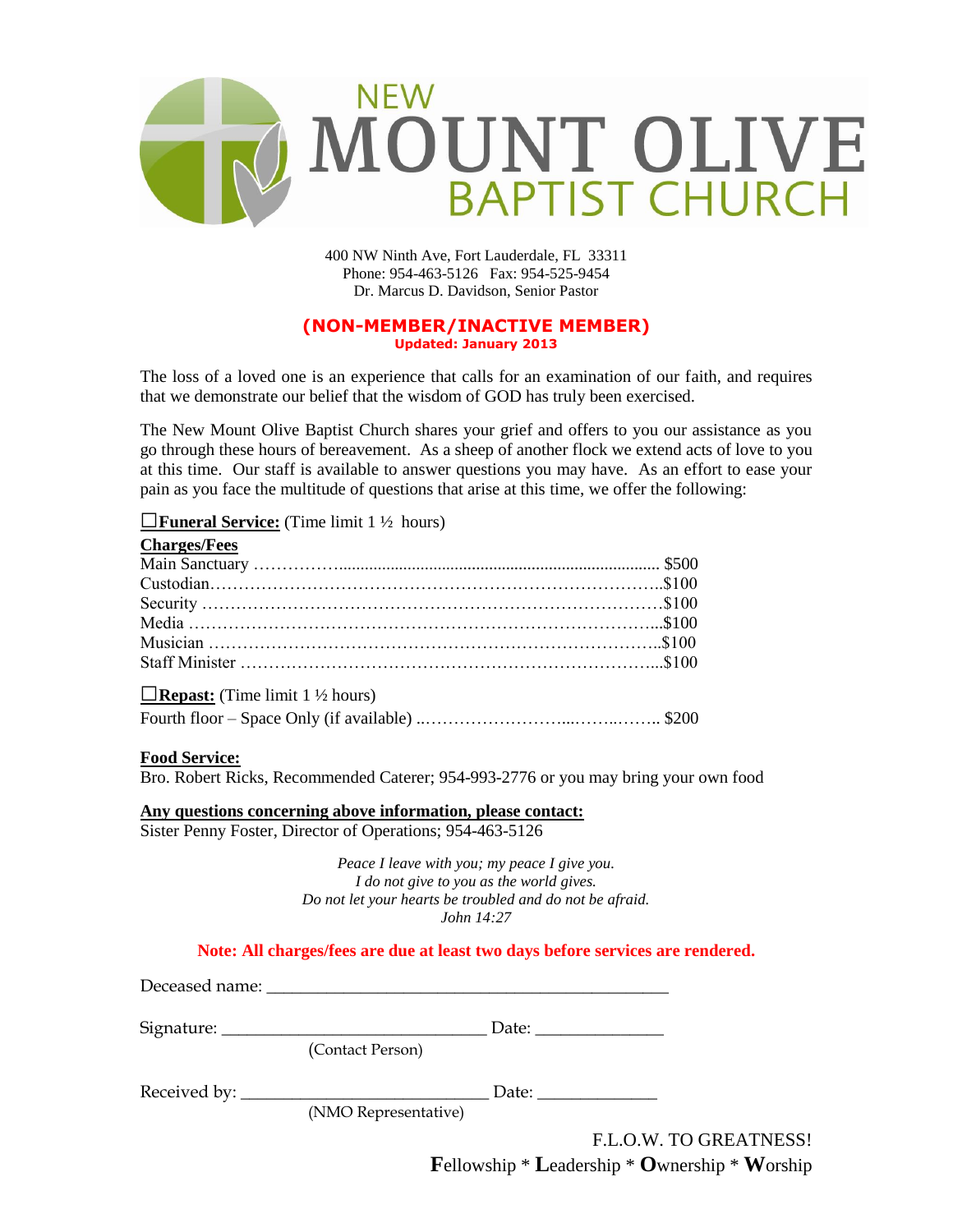# NEW MOUNT OLIVE BAPTIST CHURCH

400 NW Ninth Ave, Fort Lauderdale, FL 33311
Phone: 954-463-5126 Fax: 954-525-9454
Dr. Marcus D. Davidson, Senior Pastor

## (NON-MEMBER/INACTIVE MEMBER)

**Updated: January 2013**

The loss of a loved one is an experience that calls for an examination of our faith, and requires that we demonstrate our belief that the wisdom of GOD has truly been exercised.

The New Mount Olive Baptist Church shares your grief and offers to you our assistance as you go through these hours of bereavement. As a sheep of another flock we extend acts of love to you at this time. Our staff is available to answer questions you may have. As an effort to ease your pain as you face the multitude of questions that arise at this time, we offer the following:

☐**Funeral Service:** (Time limit 1 ½ hours)

**Charges/Fees**

| Item | Fee |
|---|---|
| Main Sanctuary | $500 |
| Custodian | $100 |
| Security | $100 |
| Media | $100 |
| Musician | $100 |
| Staff Minister | $100 |

☐**Repast:** (Time limit 1 ½ hours)

Fourth floor – Space Only (if available) ........ $200

**Food Service:**
Bro. Robert Ricks, Recommended Caterer; 954-993-2776 or you may bring your own food

**Any questions concerning above information, please contact:**
Sister Penny Foster, Director of Operations; 954-463-5126

*Peace I leave with you; my peace I give you.*
*I do not give to you as the world gives.*
*Do not let your hearts be troubled and do not be afraid.*
*John 14:27*

**Note: All charges/fees are due at least two days before services are rendered.**

Deceased name: ______________________________________________

Signature: ______________________________ Date: ______________
(Contact Person)

Received by: ____________________________ Date: _____________
(NMO Representative)

F.L.O.W. TO GREATNESS!
**F**ellowship * **L**eadership * **O**wnership * **W**orship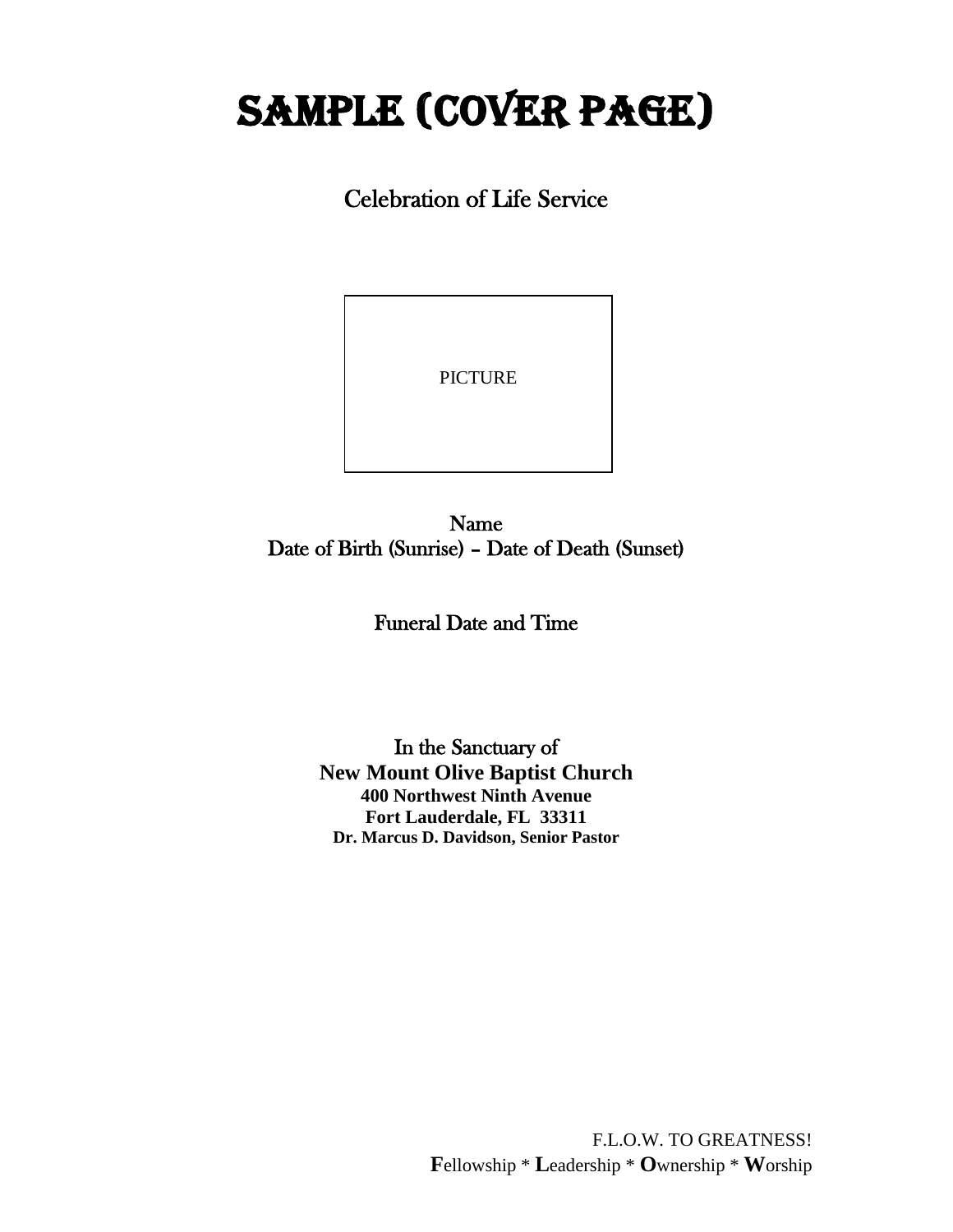# SAMPLE (COVER PAGE)

Celebration of Life Service

PICTURE

Name
Date of Birth (Sunrise) – Date of Death (Sunset)

Funeral Date and Time

In the Sanctuary of
**New Mount Olive Baptist Church**
**400 Northwest Ninth Avenue**
**Fort Lauderdale, FL 33311**
**Dr. Marcus D. Davidson, Senior Pastor**

F.L.O.W. TO GREATNESS!
**F**ellowship * **L**eadership * **O**wnership * **W**orship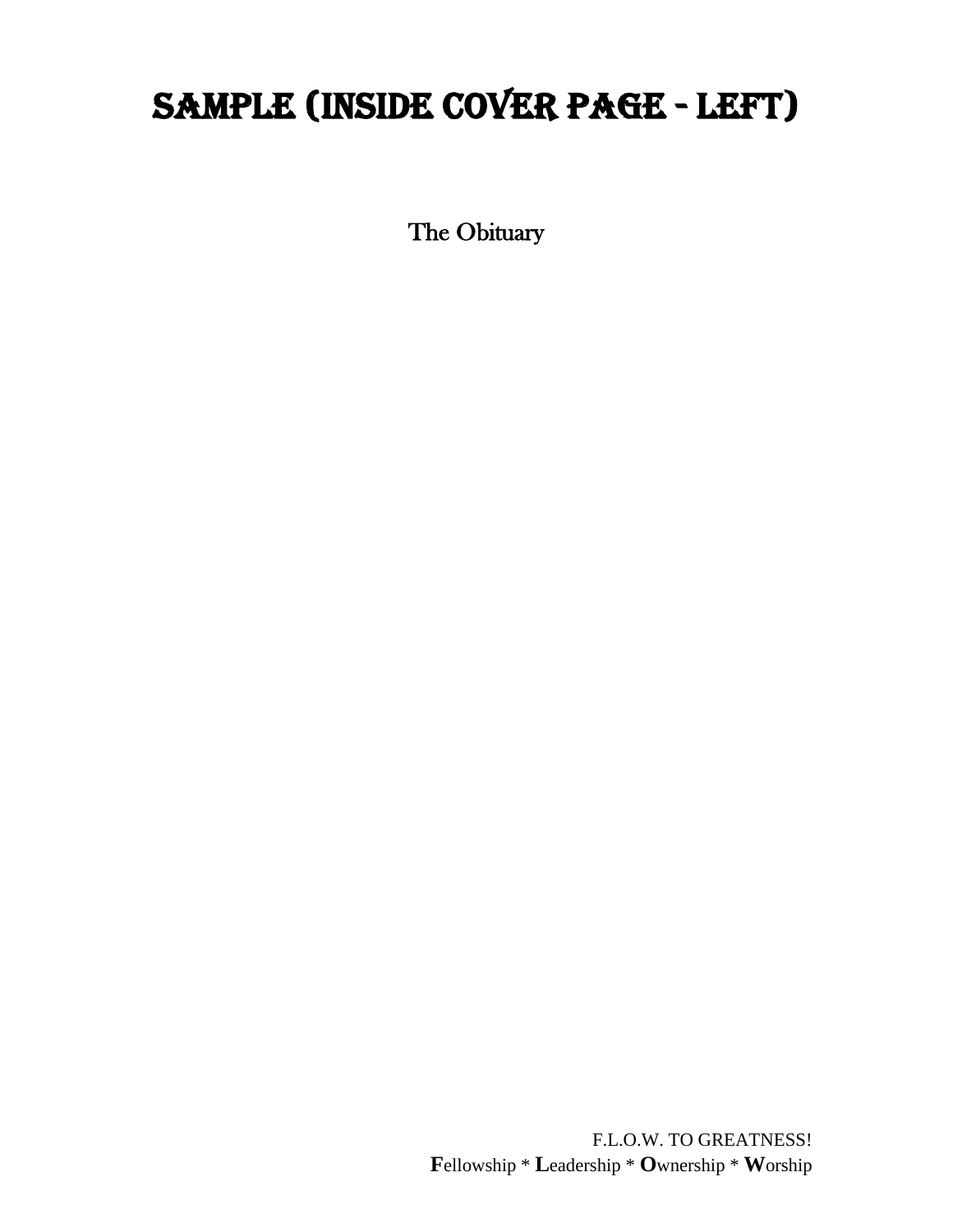# SAMPLE (INSIDE COVER PAGE - LEFT)

The Obituary

F.L.O.W. TO GREATNESS!
**F**ellowship * **L**eadership * **O**wnership * **W**orship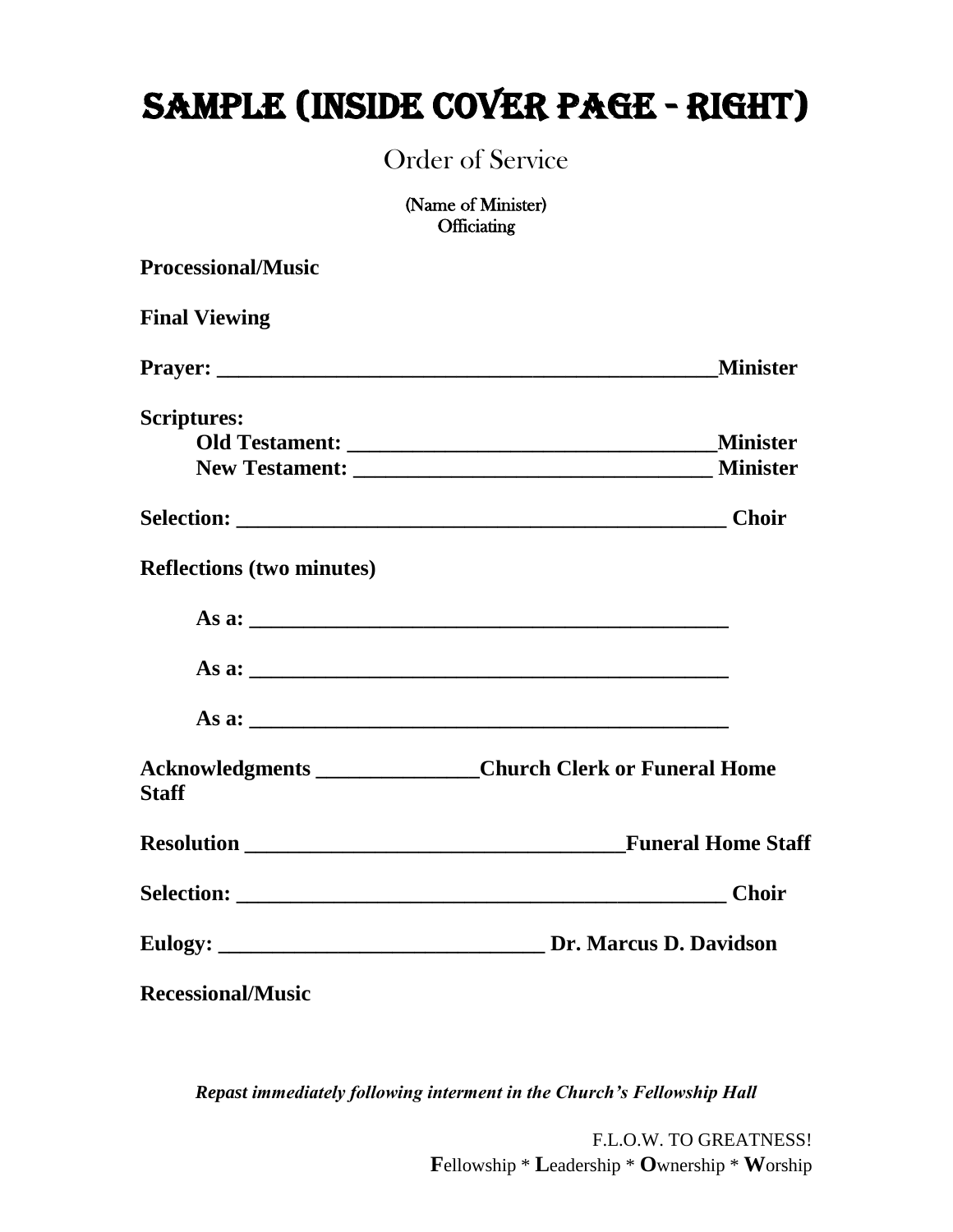# SAMPLE (INSIDE COVER PAGE - RIGHT)

## Order of Service

(Name of Minister)
Officiating

**Processional/Music**

**Final Viewing**

**Prayer: _______________________________________________Minister**

**Scriptures:**
**Old Testament: ___________________________________Minister**
**New Testament: _________________________________ Minister**

**Selection: ______________________________________________ Choir**

**Reflections (two minutes)**

**As a: _____________________________________________**

**As a: _____________________________________________**

**As a: _____________________________________________**

**Acknowledgments _______________Church Clerk or Funeral Home Staff**

**Resolution ___________________________________Funeral Home Staff**

**Selection: ______________________________________________ Choir**

**Eulogy: ______________________________ Dr. Marcus D. Davidson**

**Recessional/Music**

***Repast immediately following interment in the Church's Fellowship Hall***

F.L.O.W. TO GREATNESS!
**F**ellowship * **L**eadership * **O**wnership * **W**orship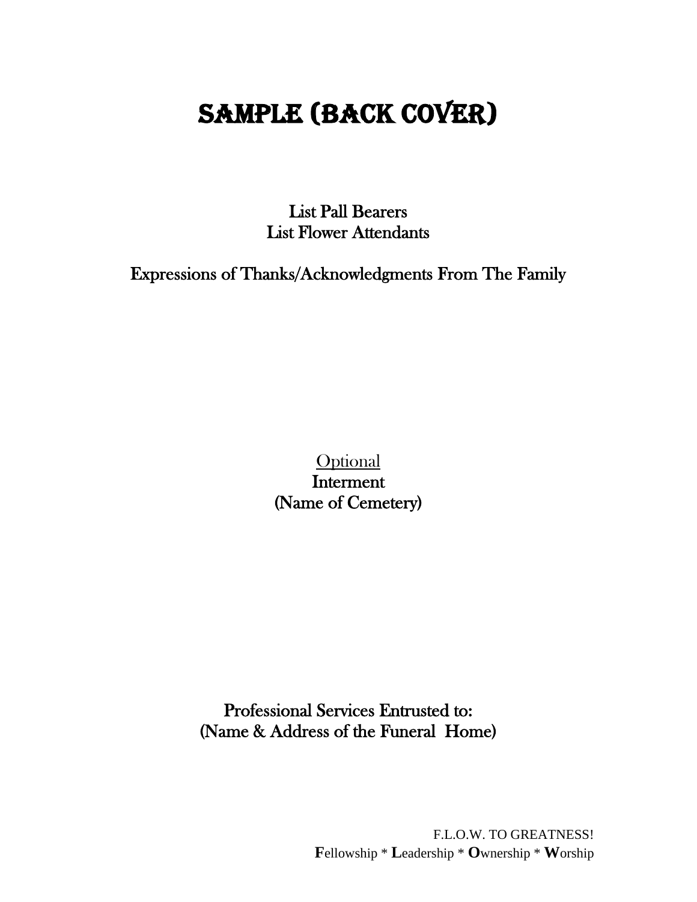# SAMPLE (BACK COVER)

List Pall Bearers
List Flower Attendants

Expressions of Thanks/Acknowledgments From The Family

Optional
Interment
(Name of Cemetery)

Professional Services Entrusted to:
(Name & Address of the Funeral Home)

F.L.O.W. TO GREATNESS!
**F**ellowship * **L**eadership * **O**wnership * **W**orship